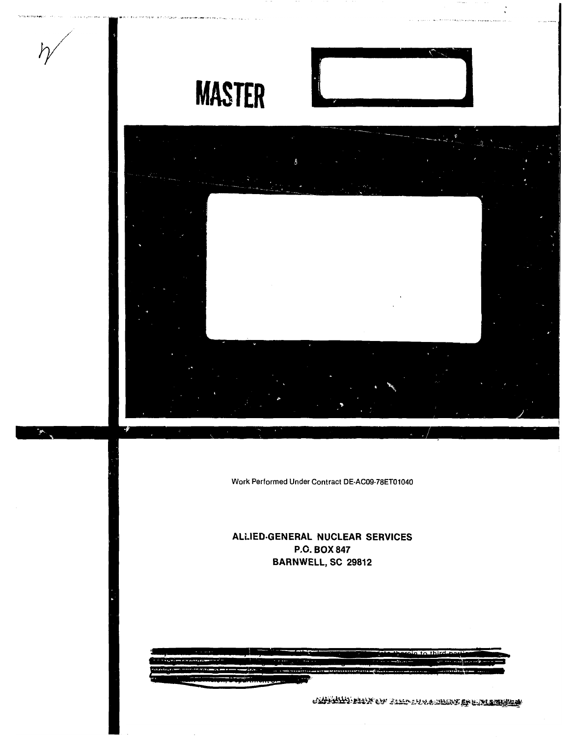MASTER

Work Performed Under Contract DE-AC09-78ET01040

**ALLIED-GENERAL NUCLEAR SERVICES**
**P.O. BOX 847**
**BARNWELL, SC 29812**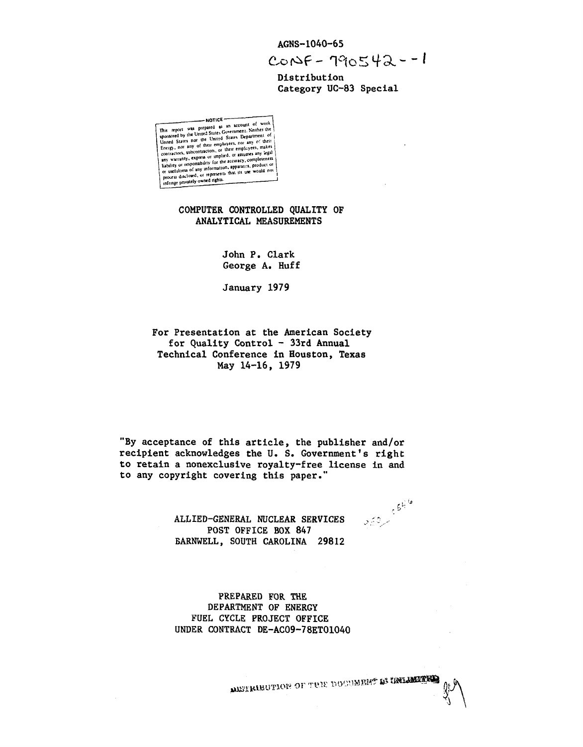AGNS-1040-65

CONF-790542--1

Distribution
Category UC-83 Special

NOTICE

This report was prepared as an account of work sponsored by the United States Government. Neither the United States nor the United States Department of Energy, nor any of their employees, nor any of their contractors, subcontractors, or their employees, makes any warranty, express or implied, or assumes any legal liability or responsibility for the accuracy, completeness or usefulness of any information, apparatus, product or process disclosed, or represents that its use would not infringe privately owned rights.

# COMPUTER CONTROLLED QUALITY OF ANALYTICAL MEASUREMENTS

John P. Clark
George A. Huff

January 1979

For Presentation at the American Society for Quality Control - 33rd Annual Technical Conference in Houston, Texas May 14-16, 1979

"By acceptance of this article, the publisher and/or recipient acknowledges the U. S. Government's right to retain a nonexclusive royalty-free license in and to any copyright covering this paper."

ALLIED-GENERAL NUCLEAR SERVICES
POST OFFICE BOX 847
BARNWELL, SOUTH CAROLINA 29812

PREPARED FOR THE
DEPARTMENT OF ENERGY
FUEL CYCLE PROJECT OFFICE
UNDER CONTRACT DE-AC09-78ET01040

DISTRIBUTION OF THIS DOCUMENT IS UNLIMITED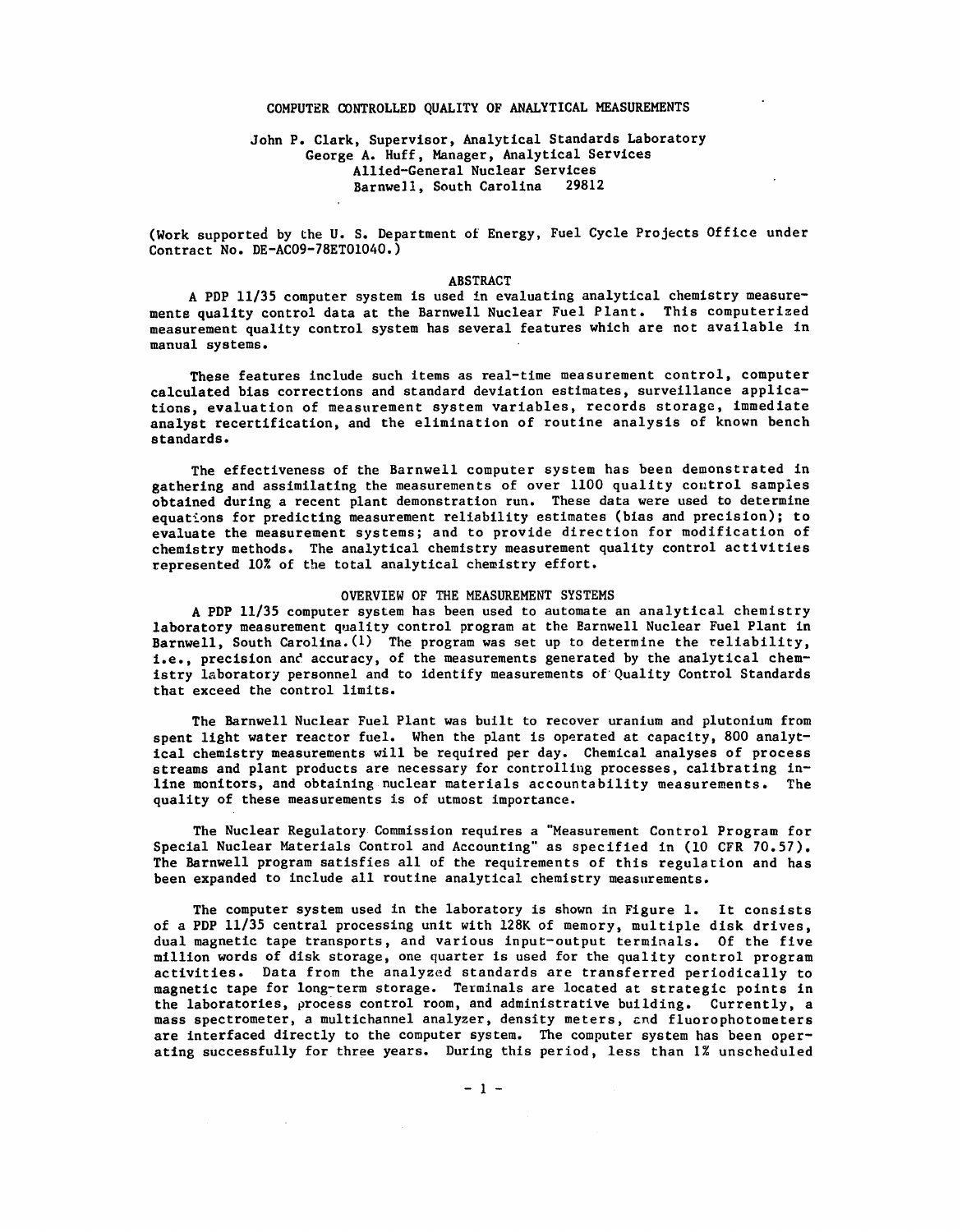# COMPUTER CONTROLLED QUALITY OF ANALYTICAL MEASUREMENTS

John P. Clark, Supervisor, Analytical Standards Laboratory
George A. Huff, Manager, Analytical Services
Allied-General Nuclear Services
Barnwell, South Carolina 29812

(Work supported by the U. S. Department of Energy, Fuel Cycle Projects Office under Contract No. DE-AC09-78ET01040.)

## ABSTRACT

A PDP 11/35 computer system is used in evaluating analytical chemistry measurements quality control data at the Barnwell Nuclear Fuel Plant. This computerized measurement quality control system has several features which are not available in manual systems.

These features include such items as real-time measurement control, computer calculated bias corrections and standard deviation estimates, surveillance applications, evaluation of measurement system variables, records storage, immediate analyst recertification, and the elimination of routine analysis of known bench standards.

The effectiveness of the Barnwell computer system has been demonstrated in gathering and assimilating the measurements of over 1100 quality control samples obtained during a recent plant demonstration run. These data were used to determine equations for predicting measurement reliability estimates (bias and precision); to evaluate the measurement systems; and to provide direction for modification of chemistry methods. The analytical chemistry measurement quality control activities represented 10% of the total analytical chemistry effort.

## OVERVIEW OF THE MEASUREMENT SYSTEMS

A PDP 11/35 computer system has been used to automate an analytical chemistry laboratory measurement quality control program at the Barnwell Nuclear Fuel Plant in Barnwell, South Carolina.(1) The program was set up to determine the reliability, i.e., precision and accuracy, of the measurements generated by the analytical chemistry laboratory personnel and to identify measurements of Quality Control Standards that exceed the control limits.

The Barnwell Nuclear Fuel Plant was built to recover uranium and plutonium from spent light water reactor fuel. When the plant is operated at capacity, 800 analytical chemistry measurements will be required per day. Chemical analyses of process streams and plant products are necessary for controlling processes, calibrating in-line monitors, and obtaining nuclear materials accountability measurements. The quality of these measurements is of utmost importance.

The Nuclear Regulatory Commission requires a "Measurement Control Program for Special Nuclear Materials Control and Accounting" as specified in (10 CFR 70.57). The Barnwell program satisfies all of the requirements of this regulation and has been expanded to include all routine analytical chemistry measurements.

The computer system used in the laboratory is shown in Figure 1. It consists of a PDP 11/35 central processing unit with 128K of memory, multiple disk drives, dual magnetic tape transports, and various input-output terminals. Of the five million words of disk storage, one quarter is used for the quality control program activities. Data from the analyzed standards are transferred periodically to magnetic tape for long-term storage. Terminals are located at strategic points in the laboratories, process control room, and administrative building. Currently, a mass spectrometer, a multichannel analyzer, density meters, and fluorophotometers are interfaced directly to the computer system. The computer system has been operating successfully for three years. During this period, less than 1% unscheduled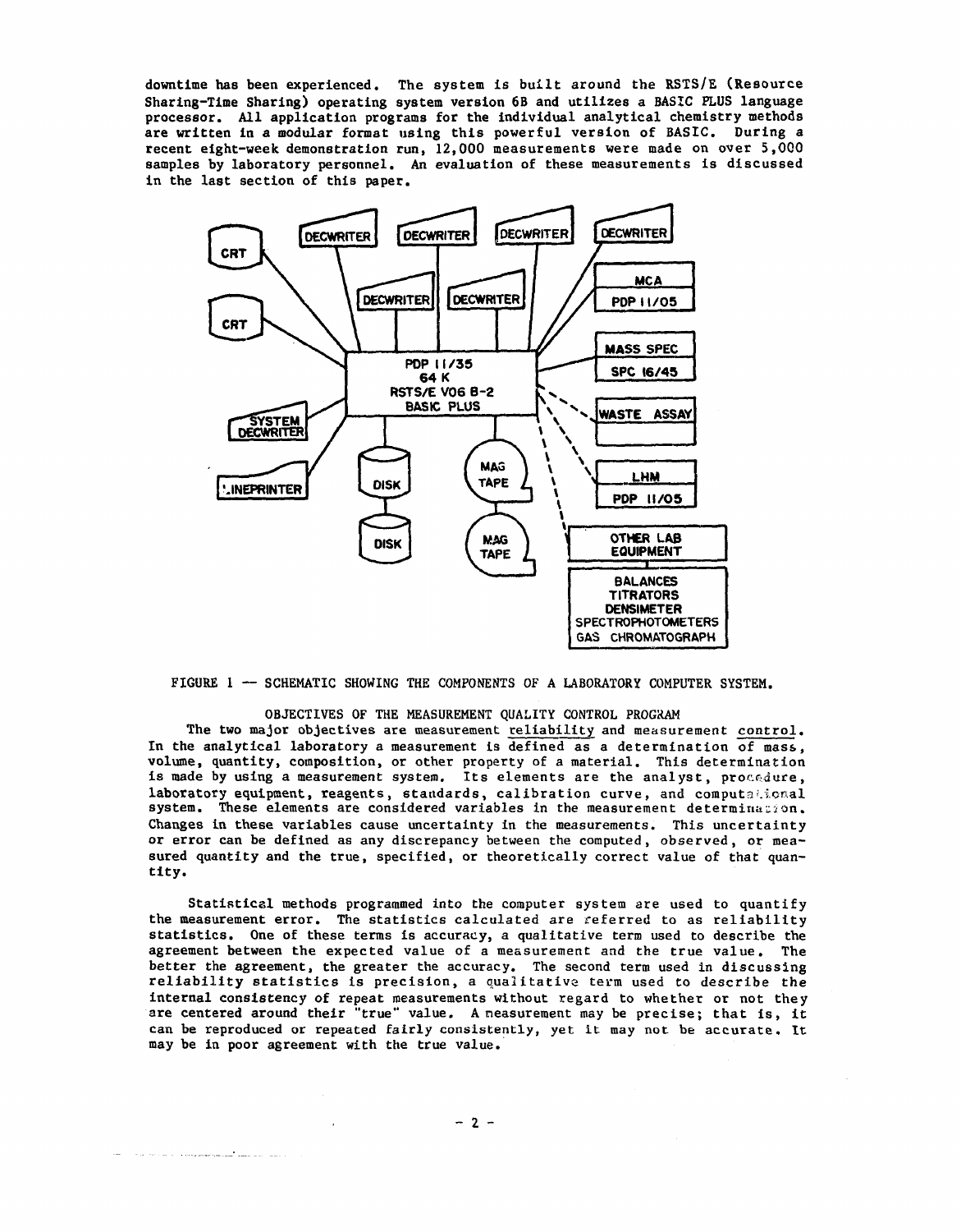downtime has been experienced. The system is built around the RSTS/E (Resource Sharing-Time Sharing) operating system version 6B and utilizes a BASIC PLUS language processor. All application programs for the individual analytical chemistry methods are written in a modular format using this powerful version of BASIC. During a recent eight-week demonstration run, 12,000 measurements were made on over 5,000 samples by laboratory personnel. An evaluation of these measurements is discussed in the last section of this paper.

FIGURE 1 — SCHEMATIC SHOWING THE COMPONENTS OF A LABORATORY COMPUTER SYSTEM.

## OBJECTIVES OF THE MEASUREMENT QUALITY CONTROL PROGRAM

The two major objectives are measurement reliability and measurement control. In the analytical laboratory a measurement is defined as a determination of mass, volume, quantity, composition, or other property of a material. This determination is made by using a measurement system. Its elements are the analyst, procedure, laboratory equipment, reagents, standards, calibration curve, and computational system. These elements are considered variables in the measurement determination. Changes in these variables cause uncertainty in the measurements. This uncertainty or error can be defined as any discrepancy between the computed, observed, or measured quantity and the true, specified, or theoretically correct value of that quantity.

Statistical methods programmed into the computer system are used to quantify the measurement error. The statistics calculated are referred to as reliability statistics. One of these terms is accuracy, a qualitative term used to describe the agreement between the expected value of a measurement and the true value. The better the agreement, the greater the accuracy. The second term used in discussing reliability statistics is precision, a qualitative term used to describe the internal consistency of repeat measurements without regard to whether or not they are centered around their "true" value. A measurement may be precise; that is, it can be reproduced or repeated fairly consistently, yet it may not be accurate. It may be in poor agreement with the true value.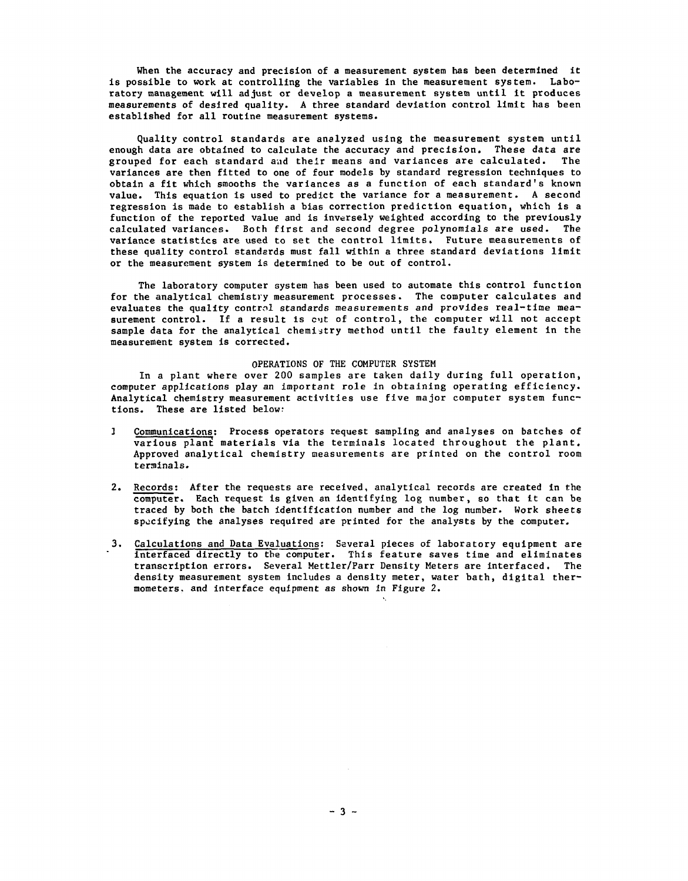When the accuracy and precision of a measurement system has been determined it is possible to work at controlling the variables in the measurement system. Laboratory management will adjust or develop a measurement system until it produces measurements of desired quality. A three standard deviation control limit has been established for all routine measurement systems.

Quality control standards are analyzed using the measurement system until enough data are obtained to calculate the accuracy and precision. These data are grouped for each standard and their means and variances are calculated. The variances are then fitted to one of four models by standard regression techniques to obtain a fit which smooths the variances as a function of each standard's known value. This equation is used to predict the variance for a measurement. A second regression is made to establish a bias correction prediction equation, which is a function of the reported value and is inversely weighted according to the previously calculated variances. Both first and second degree polynomials are used. The variance statistics are used to set the control limits. Future measurements of these quality control standards must fall within a three standard deviations limit or the measurement system is determined to be out of control.

The laboratory computer system has been used to automate this control function for the analytical chemistry measurement processes. The computer calculates and evaluates the quality control standards measurements and provides real-time measurement control. If a result is out of control, the computer will not accept sample data for the analytical chemistry method until the faulty element in the measurement system is corrected.

## OPERATIONS OF THE COMPUTER SYSTEM

In a plant where over 200 samples are taken daily during full operation, computer applications play an important role in obtaining operating efficiency. Analytical chemistry measurement activities use five major computer system functions. These are listed below:

1. Communications: Process operators request sampling and analyses on batches of various plant materials via the terminals located throughout the plant. Approved analytical chemistry measurements are printed on the control room terminals.

2. Records: After the requests are received, analytical records are created in the computer. Each request is given an identifying log number, so that it can be traced by both the batch identification number and the log number. Work sheets specifying the analyses required are printed for the analysts by the computer.

3. Calculations and Data Evaluations: Several pieces of laboratory equipment are interfaced directly to the computer. This feature saves time and eliminates transcription errors. Several Mettler/Parr Density Meters are interfaced. The density measurement system includes a density meter, water bath, digital thermometers, and interface equipment as shown in Figure 2.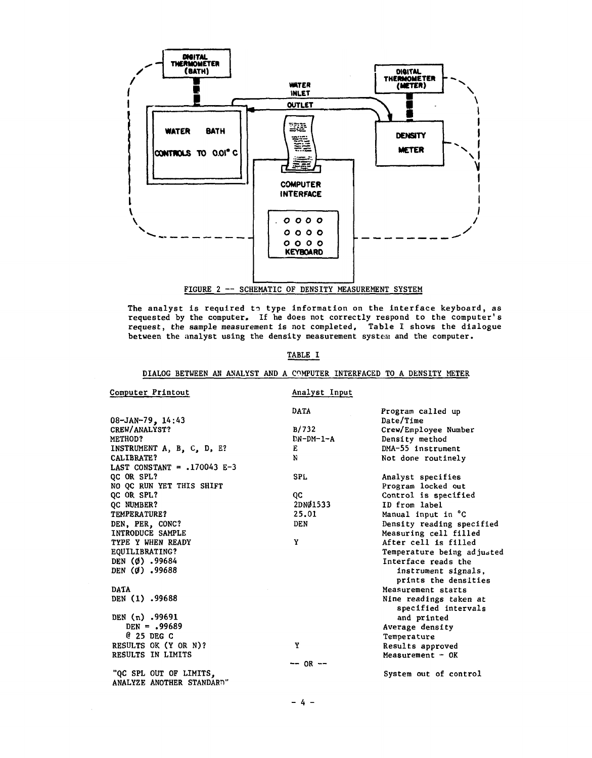FIGURE 2 -- SCHEMATIC OF DENSITY MEASUREMENT SYSTEM

The analyst is required to type information on the interface keyboard, as requested by the computer. If he does not correctly respond to the computer's request, the sample measurement is not completed. Table I shows the dialogue between the analyst using the density measurement system and the computer.

TABLE I

DIALOG BETWEEN AN ANALYST AND A COMPUTER INTERFACED TO A DENSITY METER

| Computer Printout | Analyst Input | |
|---|---|---|
| | DATA | Program called up |
| 08-JAN-79, 14:43 | | Date/Time |
| CREW/ANALYST? | B/732 | Crew/Employee Number |
| METHOD? | DN-DM-1-A | Density method |
| INSTRUMENT A, B, C, D, E? | E | DMA-55 instrument |
| CALIBRATE? | N | Not done routinely |
| LAST CONSTANT = .170043 E-3 | | |
| QC OR SPL? | SPL | Analyst specifies |
| NO QC RUN YET THIS SHIFT | | Program locked out |
| QC OR SPL? | QC | Control is specified |
| QC NUMBER? | 2DNØ1533 | ID from label |
| TEMPERATURE? | 25.01 | Manual input in °C |
| DEN, PER, CONC? | DEN | Density reading specified |
| INTRODUCE SAMPLE | | Measuring cell filled |
| TYPE Y WHEN READY | Y | After cell is filled |
| EQUILIBRATING? | | Temperature being adjusted |
| DEN (Ø) .99684 | | Interface reads the |
| DEN (Ø) .99688 | | instrument signals, prints the densities |
| DATA | | Measurement starts |
| DEN (1) .99688 | | Nine readings taken at specified intervals |
| DEN (n) .99691 | | and printed |
| DEN = .99689 | | Average density |
| @ 25 DEG C | | Temperature |
| RESULTS OK (Y OR N)? | Y | Results approved |
| RESULTS IN LIMITS | | Measurement - OK |
| | -- OR -- | |
| "QC SPL OUT OF LIMITS, ANALYZE ANOTHER STANDARD" | | System out of control |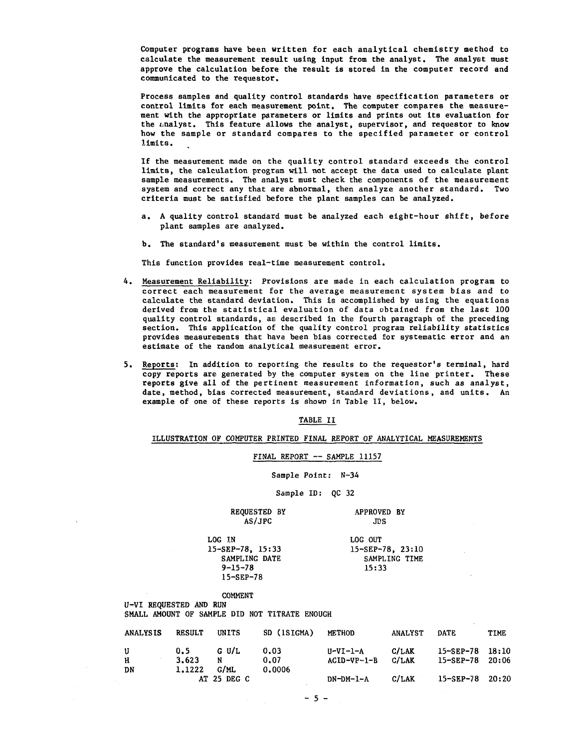Computer programs have been written for each analytical chemistry method to calculate the measurement result using input from the analyst. The analyst must approve the calculation before the result is stored in the computer record and communicated to the requestor.

Process samples and quality control standards have specification parameters or control limits for each measurement point. The computer compares the measurement with the appropriate parameters or limits and prints out its evaluation for the analyst. This feature allows the analyst, supervisor, and requestor to know how the sample or standard compares to the specified parameter or control limits.

If the measurement made on the quality control standard exceeds the control limits, the calculation program will not accept the data used to calculate plant sample measurements. The analyst must check the components of the measurement system and correct any that are abnormal, then analyze another standard. Two criteria must be satisfied before the plant samples can be analyzed.

a. A quality control standard must be analyzed each eight-hour shift, before plant samples are analyzed.

b. The standard's measurement must be within the control limits.

This function provides real-time measurement control.

4. Measurement Reliability: Provisions are made in each calculation program to correct each measurement for the average measurement system bias and to calculate the standard deviation. This is accomplished by using the equations derived from the statistical evaluation of data obtained from the last 100 quality control standards, as described in the fourth paragraph of the preceding section. This application of the quality control program reliability statistics provides measurements that have been bias corrected for systematic error and an estimate of the random analytical measurement error.

5. Reports: In addition to reporting the results to the requestor's terminal, hard copy reports are generated by the computer system on the line printer. These reports give all of the pertinent measurement information, such as analyst, date, method, bias corrected measurement, standard deviations, and units. An example of one of these reports is shown in Table II, below.

TABLE II

ILLUSTRATION OF COMPUTER PRINTED FINAL REPORT OF ANALYTICAL MEASUREMENTS

FINAL REPORT -- SAMPLE 11157

Sample Point: N-34

Sample ID: QC 32

REQUESTED BY AS/JPC — APPROVED BY JDS

LOG IN 15-SEP-78, 15:33 — LOG OUT 15-SEP-78, 23:10

SAMPLING DATE 9-15-78 15-SEP-78 — SAMPLING TIME 15:33

COMMENT
U-VI REQUESTED AND RUN
SMALL AMOUNT OF SAMPLE DID NOT TITRATE ENOUGH

| ANALYSIS | RESULT | UNITS | SD (1SIGMA) | METHOD | ANALYST | DATE | TIME |
|---|---|---|---|---|---|---|---|
| U | 0.5 | G U/L | 0.03 | U-VI-1-A | C/LAK | 15-SEP-78 | 18:10 |
| H | 3.623 | N | 0.07 | ACID-VP-1-B | C/LAK | 15-SEP-78 | 20:06 |
| DN | 1.1222 | G/ML AT 25 DEG C | 0.0006 | DN-DM-1-A | C/LAK | 15-SEP-78 | 20:20 |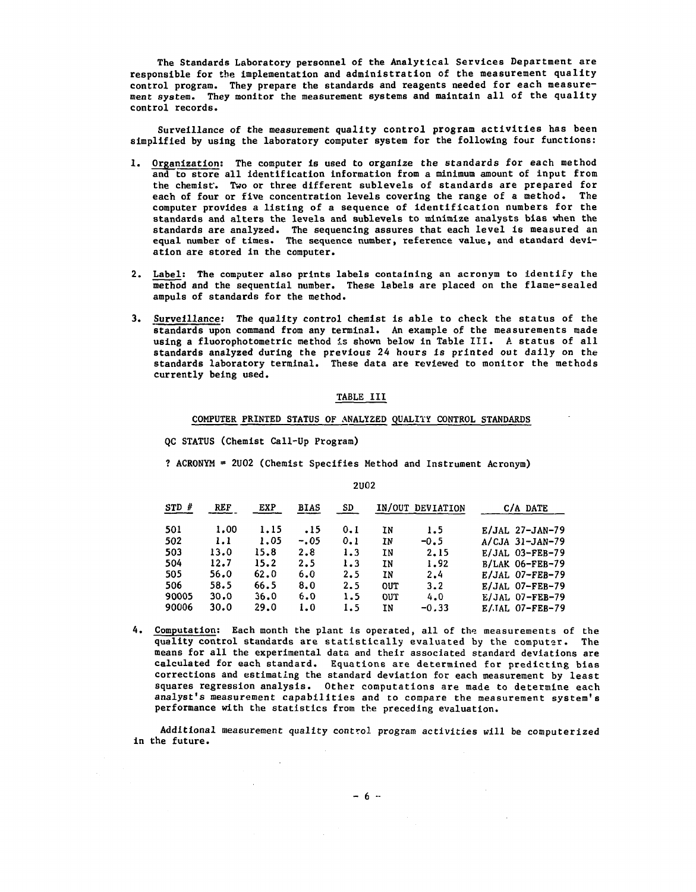The Standards Laboratory personnel of the Analytical Services Department are responsible for the implementation and administration of the measurement quality control program. They prepare the standards and reagents needed for each measurement system. They monitor the measurement systems and maintain all of the quality control records.

Surveillance of the measurement quality control program activities has been simplified by using the laboratory computer system for the following four functions:

1. Organization: The computer is used to organize the standards for each method and to store all identification information from a minimum amount of input from the chemist. Two or three different sublevels of standards are prepared for each of four or five concentration levels covering the range of a method. The computer provides a listing of a sequence of identification numbers for the standards and alters the levels and sublevels to minimize analysts bias when the standards are analyzed. The sequencing assures that each level is measured an equal number of times. The sequence number, reference value, and standard deviation are stored in the computer.

2. Label: The computer also prints labels containing an acronym to identify the method and the sequential number. These labels are placed on the flame-sealed ampuls of standards for the method.

3. Surveillance: The quality control chemist is able to check the status of the standards upon command from any terminal. An example of the measurements made using a fluorophotometric method is shown below in Table III. A status of all standards analyzed during the previous 24 hours is printed out daily on the standards laboratory terminal. These data are reviewed to monitor the methods currently being used.

TABLE III

COMPUTER PRINTED STATUS OF ANALYZED QUALITY CONTROL STANDARDS

QC STATUS (Chemist Call-Up Program)

? ACRONYM = 2U02 (Chemist Specifies Method and Instrument Acronym)

2U02

| STD # | REF | EXP | BIAS | SD | IN/OUT | DEVIATION | C/A DATE |
|---|---|---|---|---|---|---|---|
| 501 | 1.00 | 1.15 | .15 | 0.1 | IN | 1.5 | E/JAL 27-JAN-79 |
| 502 | 1.1 | 1.05 | -.05 | 0.1 | IN | -0.5 | A/CJA 31-JAN-79 |
| 503 | 13.0 | 15.8 | 2.8 | 1.3 | IN | 2.15 | E/JAL 03-FEB-79 |
| 504 | 12.7 | 15.2 | 2.5 | 1.3 | IN | 1.92 | B/LAK 06-FEB-79 |
| 505 | 56.0 | 62.0 | 6.0 | 2.5 | IN | 2.4 | E/JAL 07-FEB-79 |
| 506 | 58.5 | 66.5 | 8.0 | 2.5 | OUT | 3.2 | E/JAL 07-FEB-79 |
| 90005 | 30.0 | 36.0 | 6.0 | 1.5 | OUT | 4.0 | E/JAL 07-FEB-79 |
| 90006 | 30.0 | 29.0 | 1.0 | 1.5 | IN | -0.33 | E/JAL 07-FEB-79 |

4. Computation: Each month the plant is operated, all of the measurements of the quality control standards are statistically evaluated by the computer. The means for all the experimental data and their associated standard deviations are calculated for each standard. Equations are determined for predicting bias corrections and estimating the standard deviation for each measurement by least squares regression analysis. Other computations are made to determine each analyst's measurement capabilities and to compare the measurement system's performance with the statistics from the preceding evaluation.

Additional measurement quality control program activities will be computerized in the future.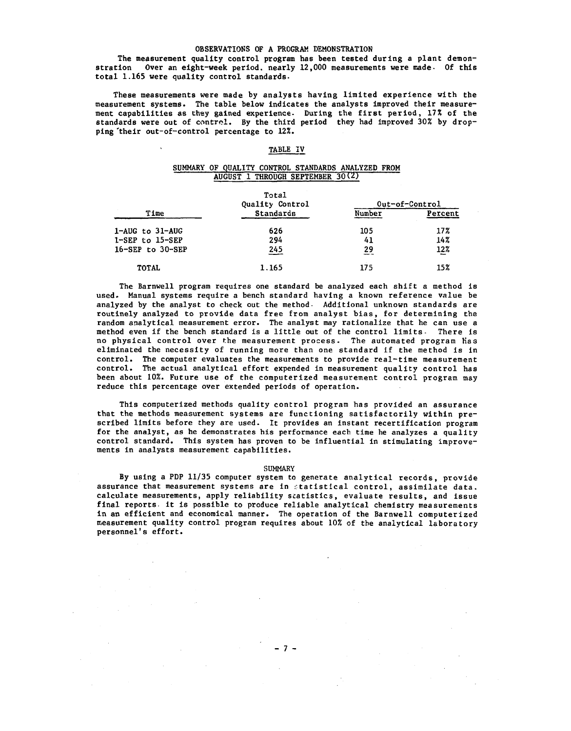## OBSERVATIONS OF A PROGRAM DEMONSTRATION

The measurement quality control program has been tested during a plant demonstration Over an eight-week period. nearly 12,000 measurements were made. Of this total 1.165 were quality control standards.

These measurements were made by analysts having limited experience with the measurement systems. The table below indicates the analysts improved their measurement capabilities as they gained experience. During the first period, 17% of the standards were out of control. By the third period they had improved 30% by dropping their out-of-control percentage to 12%.

### TABLE IV

#### SUMMARY OF QUALITY CONTROL STANDARDS ANALYZED FROM AUGUST 1 THROUGH SEPTEMBER 30(2)

| Time | Total Quality Control Standards | Out-of-Control | |
|---|---|---|---|
| | | Number | Percent |
| 1-AUG to 31-AUG | 626 | 105 | 17% |
| 1-SEP to 15-SEP | 294 | 41 | 14% |
| 16-SEP to 30-SEP | 245 | 29 | 12% |
| TOTAL | 1.165 | 175 | 15% |

The Barnwell program requires one standard be analyzed each shift a method is used. Manual systems require a bench standard having a known reference value be analyzed by the analyst to check out the method. Additional unknown standards are routinely analyzed to provide data free from analyst bias, for determining the random analytical measurement error. The analyst may rationalize that he can use a method even if the bench standard is a little out of the control limits. There is no physical control over the measurement process. The automated program has eliminated the necessity of running more than one standard if the method is in control. The computer evaluates the measurements to provide real-time measurement control. The actual analytical effort expended in measurement quality control has been about 10%. Future use of the computerized measurement control program may reduce this percentage over extended periods of operation.

This computerized methods quality control program has provided an assurance that the methods measurement systems are functioning satisfactorily within prescribed limits before they are used. It provides an instant recertification program for the analyst, as he demonstrates his performance each time he analyzes a quality control standard. This system has proven to be influential in stimulating improvements in analysts measurement capabilities.

## SUMMARY

By using a PDP 11/35 computer system to generate analytical records, provide assurance that measurement systems are in statistical control, assimilate data. calculate measurements, apply reliability statistics, evaluate results, and issue final reports. it is possible to produce reliable analytical chemistry measurements in an efficient and economical manner. The operation of the Barnwell computerized measurement quality control program requires about 10% of the analytical laboratory personnel's effort.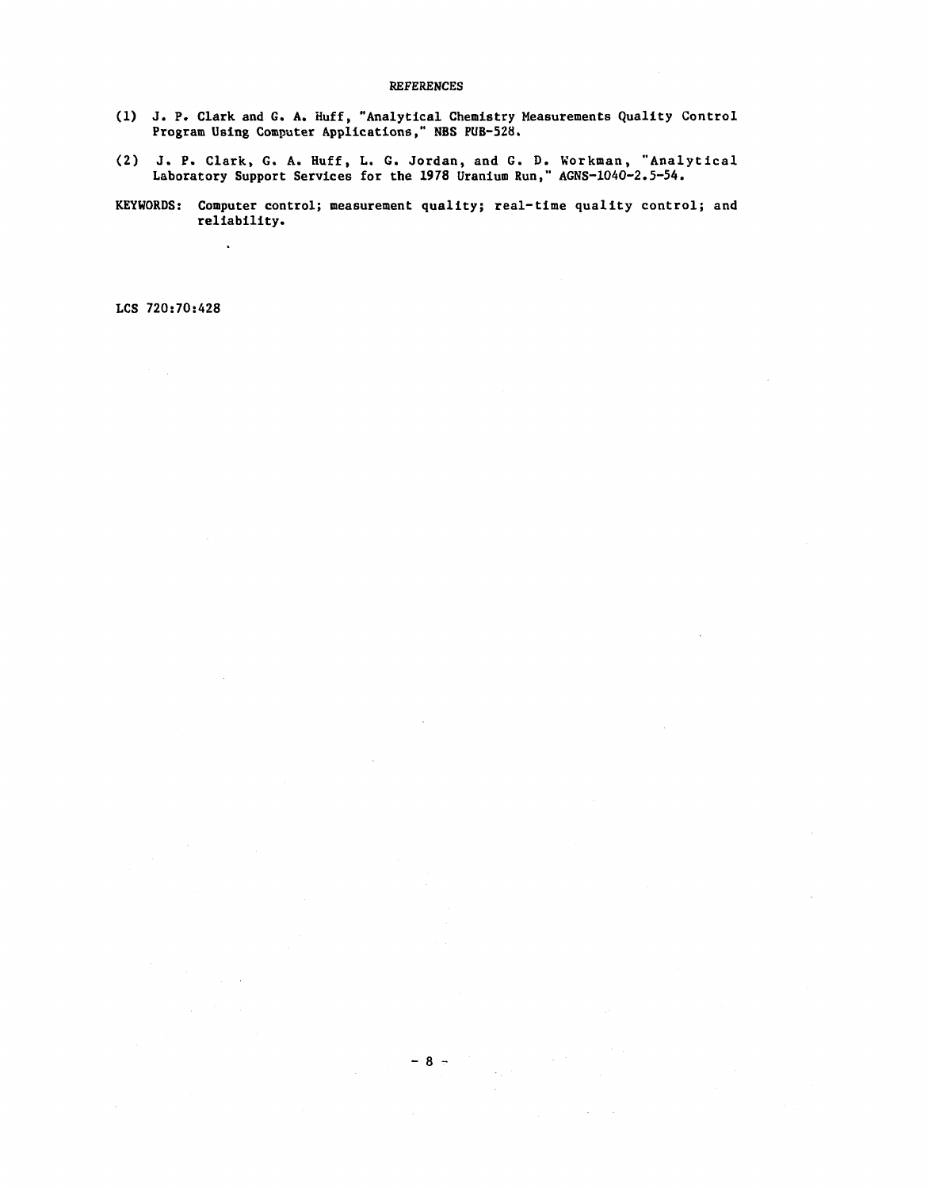## REFERENCES

(1) J. P. Clark and G. A. Huff, "Analytical Chemistry Measurements Quality Control Program Using Computer Applications," NBS PUB-528.

(2) J. P. Clark, G. A. Huff, L. G. Jordan, and G. D. Workman, "Analytical Laboratory Support Services for the 1978 Uranium Run," AGNS-1040-2.5-54.

KEYWORDS: Computer control; measurement quality; real-time quality control; and reliability.

LCS 720:70:428